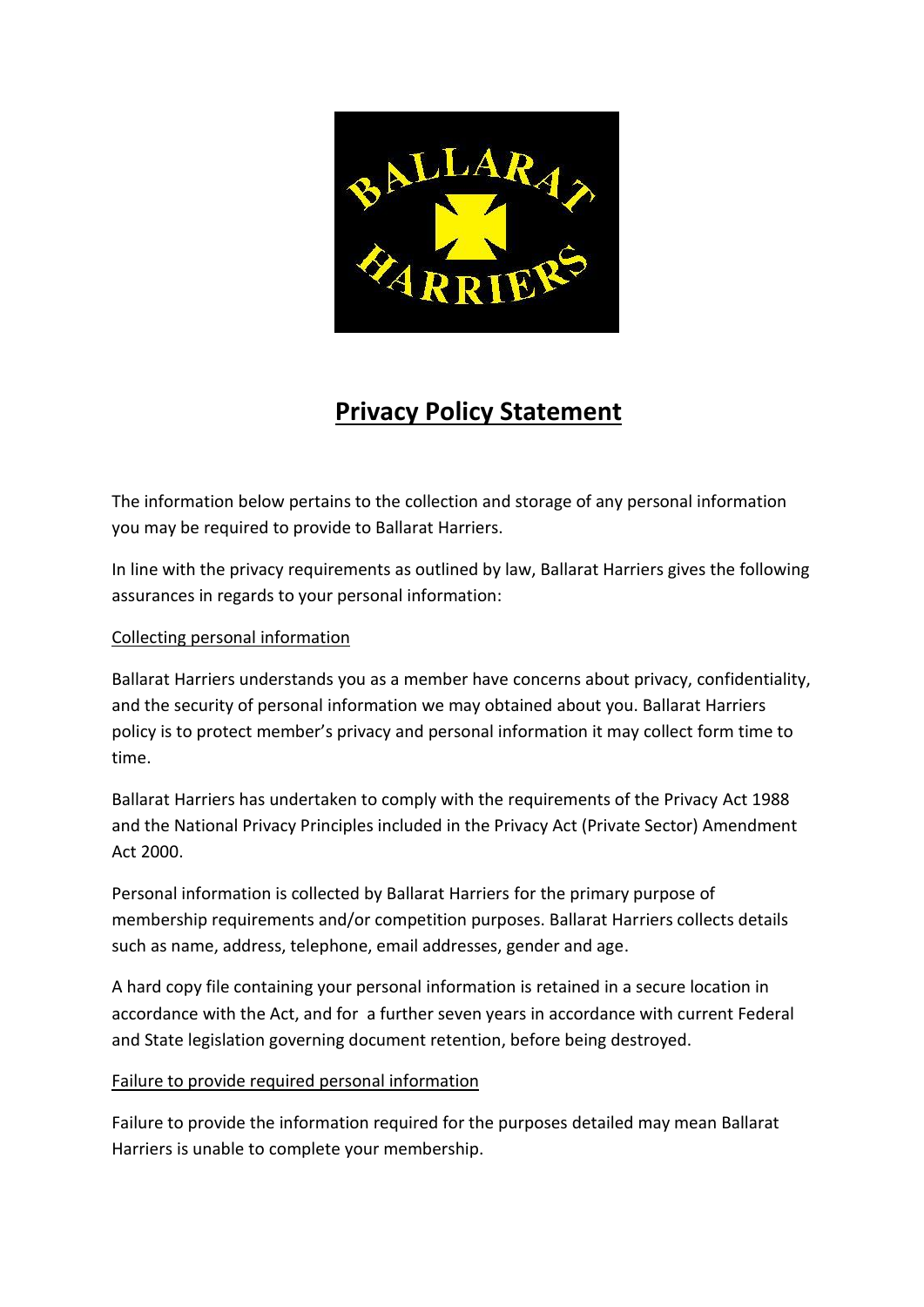# Privacy Policy Statement

The information below pertains to the collection and storage of any personal information you may be required to provide to Ballarat Harriers.

In line with the privacy requirements as outlined by law, Ballarat Harriers gives the following assurances in regards to your personal information:

## Collecting personal information

Ballarat Harriers understands you as a member have concerns about privacy, confidentiality, and the security of personal information we may obtained about you. Ballarat Harriers policy is to protect member's privacy and personal information it may collect form time to time.

Ballarat Harriers has undertaken to comply with the requirements of the Privacy Act 1988 and the National Privacy Principles included in the Privacy Act (Private Sector) Amendment Act 2000.

Personal information is collected by Ballarat Harriers for the primary purpose of membership requirements and/or competition purposes. Ballarat Harriers collects details such as name, address, telephone, email addresses, gender and age.

A hard copy file containing your personal information is retained in a secure location in accordance with the Act, and for a further seven years in accordance with current Federal and State legislation governing document retention, before being destroyed.

## Failure to provide required personal information

Failure to provide the information required for the purposes detailed may mean Ballarat Harriers is unable to complete your membership.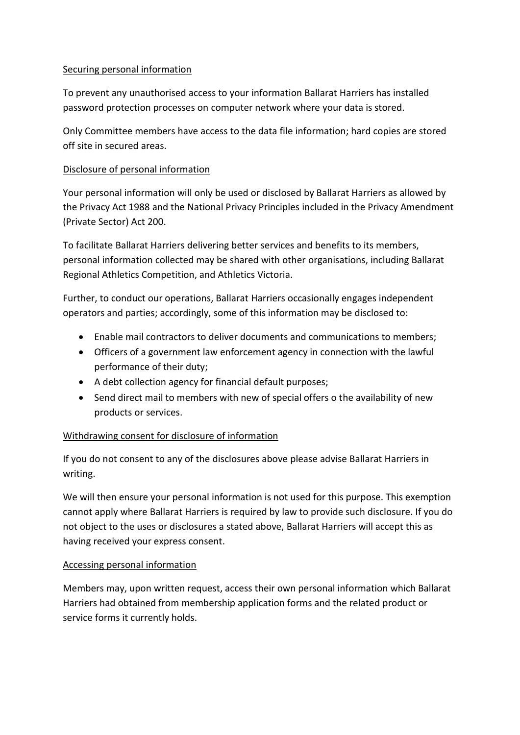Securing personal information

To prevent any unauthorised access to your information Ballarat Harriers has installed password protection processes on computer network where your data is stored.

Only Committee members have access to the data file information; hard copies are stored off site in secured areas.

Disclosure of personal information

Your personal information will only be used or disclosed by Ballarat Harriers as allowed by the Privacy Act 1988 and the National Privacy Principles included in the Privacy Amendment (Private Sector) Act 200.

To facilitate Ballarat Harriers delivering better services and benefits to its members, personal information collected may be shared with other organisations, including Ballarat Regional Athletics Competition, and Athletics Victoria.

Further, to conduct our operations, Ballarat Harriers occasionally engages independent operators and parties; accordingly, some of this information may be disclosed to:

- Enable mail contractors to deliver documents and communications to members;
- Officers of a government law enforcement agency in connection with the lawful performance of their duty;
- A debt collection agency for financial default purposes;
- Send direct mail to members with new of special offers o the availability of new products or services.

Withdrawing consent for disclosure of information

If you do not consent to any of the disclosures above please advise Ballarat Harriers in writing.

We will then ensure your personal information is not used for this purpose. This exemption cannot apply where Ballarat Harriers is required by law to provide such disclosure. If you do not object to the uses or disclosures a stated above, Ballarat Harriers will accept this as having received your express consent.

Accessing personal information

Members may, upon written request, access their own personal information which Ballarat Harriers had obtained from membership application forms and the related product or service forms it currently holds.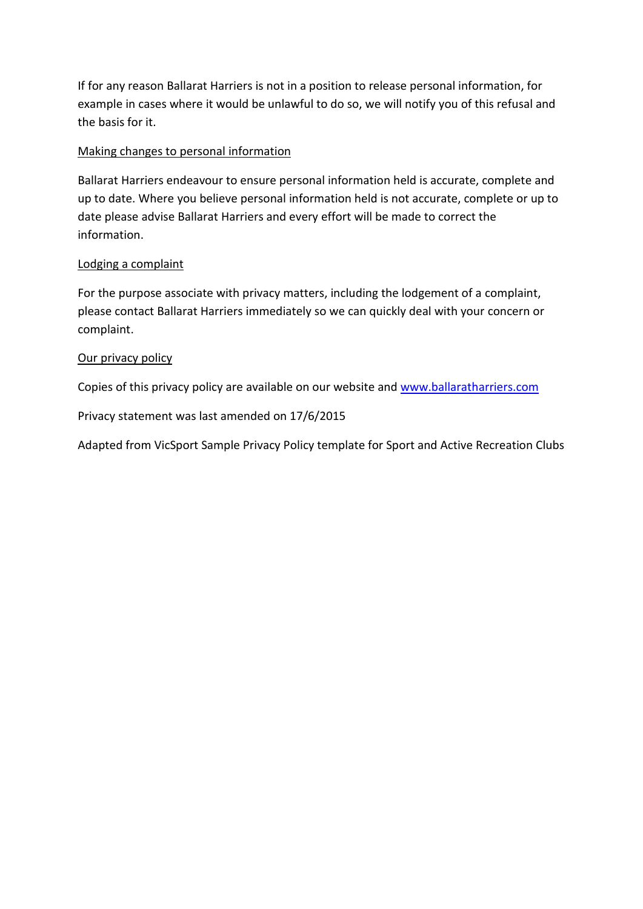If for any reason Ballarat Harriers is not in a position to release personal information, for example in cases where it would be unlawful to do so, we will notify you of this refusal and the basis for it.

### Making changes to personal information

Ballarat Harriers endeavour to ensure personal information held is accurate, complete and up to date. Where you believe personal information held is not accurate, complete or up to date please advise Ballarat Harriers and every effort will be made to correct the information.

### Lodging a complaint

For the purpose associate with privacy matters, including the lodgement of a complaint, please contact Ballarat Harriers immediately so we can quickly deal with your concern or complaint.

### Our privacy policy

Copies of this privacy policy are available on our website and [www.ballaratharriers.com](http://www.ballaratharriers.com)

Privacy statement was last amended on 17/6/2015

Adapted from VicSport Sample Privacy Policy template for Sport and Active Recreation Clubs